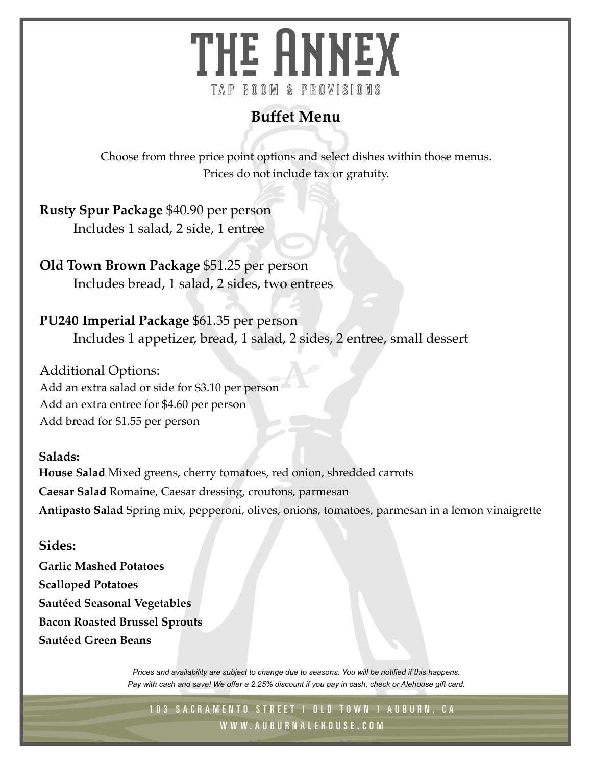# THE ANNEX

TAP ROOM & PROVISIONS

## Buffet Menu

Choose from three price point options and select dishes within those menus.
Prices do not include tax or gratuity.

**Rusty Spur Package** $40.90 per person
Includes 1 salad, 2 side, 1 entree

**Old Town Brown Package** $51.25 per person
Includes bread, 1 salad, 2 sides, two entrees

**PU240 Imperial Package** $61.35 per person
Includes 1 appetizer, bread, 1 salad, 2 sides, 2 entree, small dessert

Additional Options:
Add an extra salad or side for $3.10 per person
Add an extra entree for $4.60 per person
Add bread for $1.55 per person

### Salads:

**House Salad** Mixed greens, cherry tomatoes, red onion, shredded carrots
**Caesar Salad** Romaine, Caesar dressing, croutons, parmesan
**Antipasto Salad** Spring mix, pepperoni, olives, onions, tomatoes, parmesan in a lemon vinaigrette

### Sides:

**Garlic Mashed Potatoes**
**Scalloped Potatoes**
**Sautéed Seasonal Vegetables**
**Bacon Roasted Brussel Sprouts**
**Sautéed Green Beans**

*Prices and availability are subject to change due to seasons. You will be notified if this happens.*
*Pay with cash and save! We offer a 2.25% discount if you pay in cash, check or Alehouse gift card.*

103 SACRAMENTO STREET | OLD TOWN | AUBURN, CA
WWW.AUBURNALEHOUSE.COM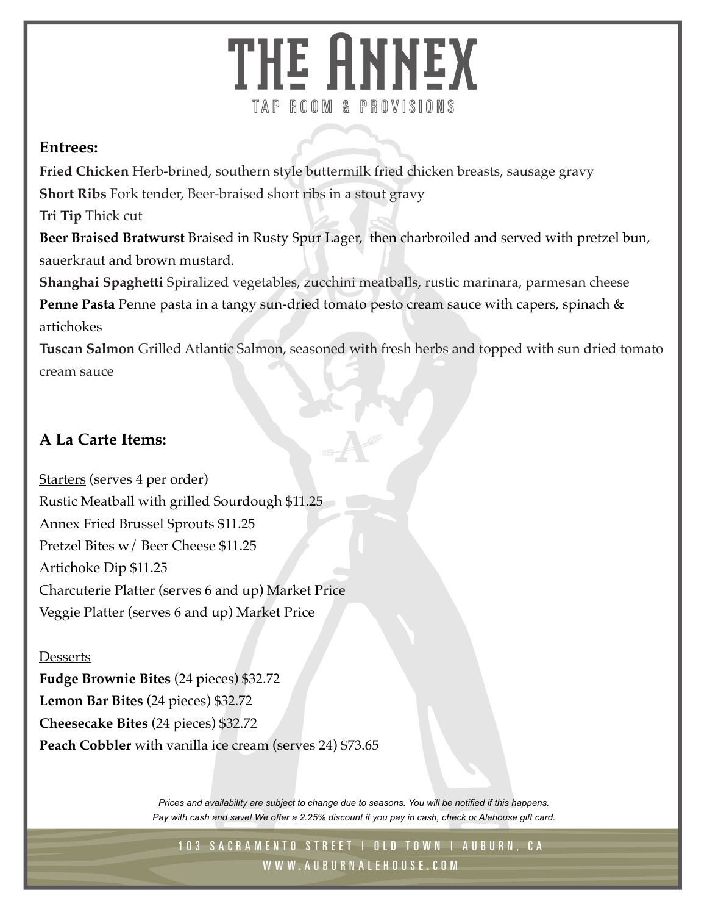# THE ANNEX

TAP ROOM & PROVISIONS

## Entrees:

**Fried Chicken** Herb-brined, southern style buttermilk fried chicken breasts, sausage gravy

**Short Ribs** Fork tender, Beer-braised short ribs in a stout gravy

**Tri Tip** Thick cut

**Beer Braised Bratwurst** Braised in Rusty Spur Lager, then charbroiled and served with pretzel bun, sauerkraut and brown mustard.

**Shanghai Spaghetti** Spiralized vegetables, zucchini meatballs, rustic marinara, parmesan cheese

**Penne Pasta** Penne pasta in a tangy sun-dried tomato pesto cream sauce with capers, spinach & artichokes

**Tuscan Salmon** Grilled Atlantic Salmon, seasoned with fresh herbs and topped with sun dried tomato cream sauce

## A La Carte Items:

Starters (serves 4 per order)

Rustic Meatball with grilled Sourdough $11.25

Annex Fried Brussel Sprouts $11.25

Pretzel Bites w/ Beer Cheese $11.25

Artichoke Dip $11.25

Charcuterie Platter (serves 6 and up) Market Price

Veggie Platter (serves 6 and up) Market Price

Desserts

**Fudge Brownie Bites** (24 pieces) $32.72

**Lemon Bar Bites** (24 pieces) $32.72

**Cheesecake Bites** (24 pieces) $32.72

**Peach Cobbler** with vanilla ice cream (serves 24) $73.65

*Prices and availability are subject to change due to seasons. You will be notified if this happens.*
*Pay with cash and save! We offer a 2.25% discount if you pay in cash, check or Alehouse gift card.*

103 SACRAMENTO STREET | OLD TOWN | AUBURN, CA

WWW.AUBURNALEHOUSE.COM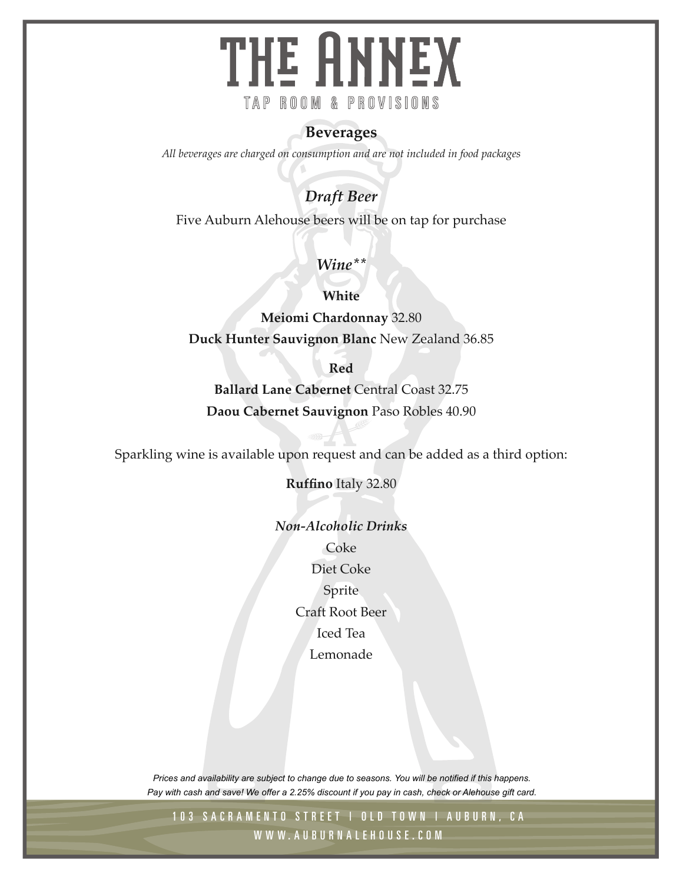# THE ANNEX

TAP ROOM & PROVISIONS

## Beverages

*All beverages are charged on consumption and are not included in food packages*

### *Draft Beer*

Five Auburn Alehouse beers will be on tap for purchase

### *Wine***

**White**

**Meiomi Chardonnay** 32.80

**Duck Hunter Sauvignon Blanc** New Zealand 36.85

**Red**

**Ballard Lane Cabernet** Central Coast 32.75

**Daou Cabernet Sauvignon** Paso Robles 40.90

Sparkling wine is available upon request and can be added as a third option:

**Ruffino** Italy 32.80

***Non-Alcoholic Drinks***

Coke

Diet Coke

Sprite

Craft Root Beer

Iced Tea

Lemonade

*Prices and availability are subject to change due to seasons. You will be notified if this happens.*

*Pay with cash and save! We offer a 2.25% discount if you pay in cash, check or Alehouse gift card.*

103 SACRAMENTO STREET | OLD TOWN | AUBURN, CA

WWW.AUBURNALEHOUSE.COM